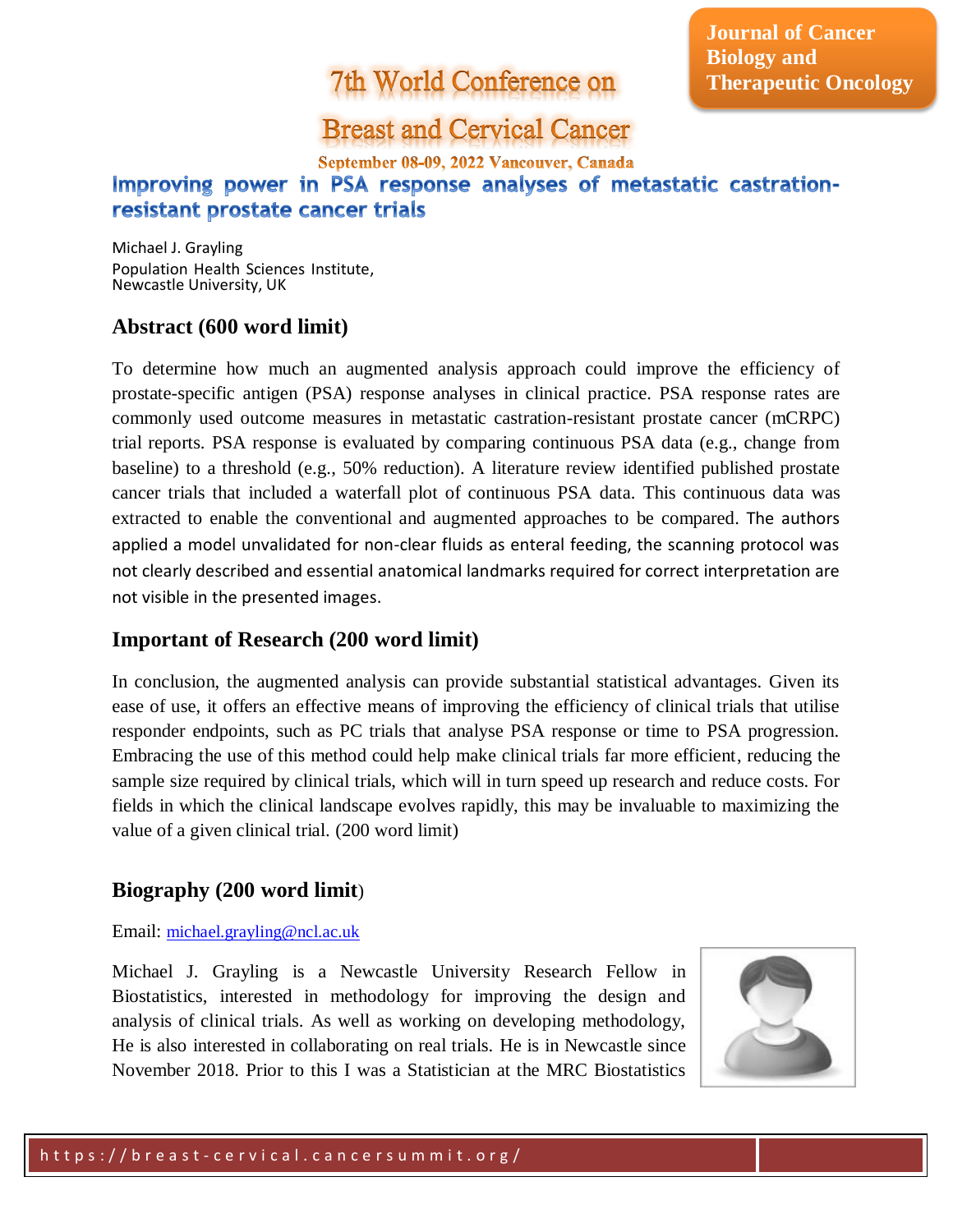Journal of Cancer Biology and Therapeutic Oncology

7th World Conference on

Breast and Cervical Cancer

September 08-09, 2022 Vancouver, Canada

# Improving power in PSA response analyses of metastatic castration-resistant prostate cancer trials

Michael J. Grayling
Population Health Sciences Institute,
Newcastle University, UK

## Abstract (600 word limit)

To determine how much an augmented analysis approach could improve the efficiency of prostate-specific antigen (PSA) response analyses in clinical practice. PSA response rates are commonly used outcome measures in metastatic castration-resistant prostate cancer (mCRPC) trial reports. PSA response is evaluated by comparing continuous PSA data (e.g., change from baseline) to a threshold (e.g., 50% reduction). A literature review identified published prostate cancer trials that included a waterfall plot of continuous PSA data. This continuous data was extracted to enable the conventional and augmented approaches to be compared. The authors applied a model unvalidated for non-clear fluids as enteral feeding, the scanning protocol was not clearly described and essential anatomical landmarks required for correct interpretation are not visible in the presented images.

## Important of Research (200 word limit)

In conclusion, the augmented analysis can provide substantial statistical advantages. Given its ease of use, it offers an effective means of improving the efficiency of clinical trials that utilise responder endpoints, such as PC trials that analyse PSA response or time to PSA progression. Embracing the use of this method could help make clinical trials far more efficient, reducing the sample size required by clinical trials, which will in turn speed up research and reduce costs. For fields in which the clinical landscape evolves rapidly, this may be invaluable to maximizing the value of a given clinical trial. (200 word limit)

## Biography (200 word limit)

Email: michael.grayling@ncl.ac.uk

Michael J. Grayling is a Newcastle University Research Fellow in Biostatistics, interested in methodology for improving the design and analysis of clinical trials. As well as working on developing methodology, He is also interested in collaborating on real trials. He is in Newcastle since November 2018. Prior to this I was a Statistician at the MRC Biostatistics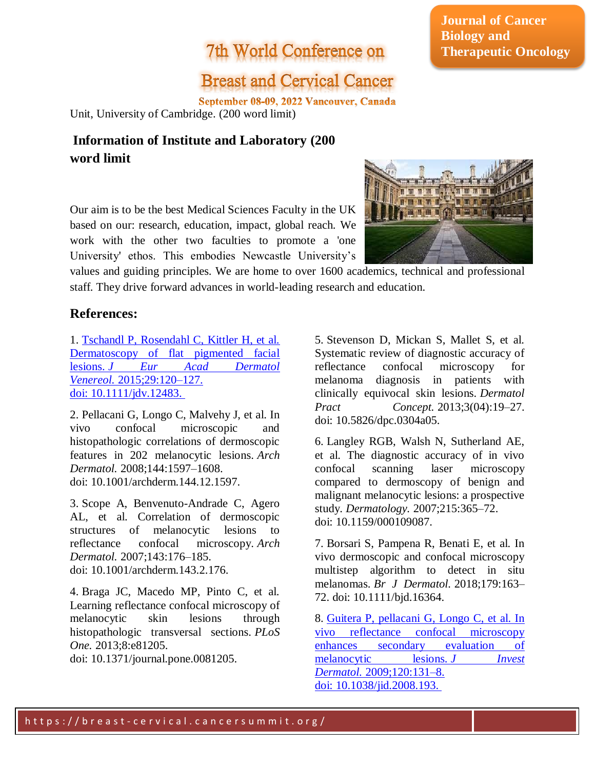Unit, University of Cambridge. (200 word limit)

## Information of Institute and Laboratory (200 word limit

Our aim is to be the best Medical Sciences Faculty in the UK based on our: research, education, impact, global reach. We work with the other two faculties to promote a 'one University' ethos. This embodies Newcastle University's values and guiding principles. We are home to over 1600 academics, technical and professional staff. They drive forward advances in world-leading research and education.

## References:

1. Tschandl P, Rosendahl C, Kittler H, et al. Dermatoscopy of flat pigmented facial lesions. *J Eur Acad Dermatol Venereol.* 2015;29:120–127. doi: 10.1111/jdv.12483.

2. Pellacani G, Longo C, Malvehy J, et al. In vivo confocal microscopic and histopathologic correlations of dermoscopic features in 202 melanocytic lesions. *Arch Dermatol.* 2008;144:1597–1608. doi: 10.1001/archderm.144.12.1597.

3. Scope A, Benvenuto-Andrade C, Agero AL, et al. Correlation of dermoscopic structures of melanocytic lesions to reflectance confocal microscopy. *Arch Dermatol.* 2007;143:176–185. doi: 10.1001/archderm.143.2.176.

4. Braga JC, Macedo MP, Pinto C, et al. Learning reflectance confocal microscopy of melanocytic skin lesions through histopathologic transversal sections. *PLoS One.* 2013;8:e81205. doi: 10.1371/journal.pone.0081205.

5. Stevenson D, Mickan S, Mallet S, et al. Systematic review of diagnostic accuracy of reflectance confocal microscopy for melanoma diagnosis in patients with clinically equivocal skin lesions. *Dermatol Pract Concept.* 2013;3(04):19–27. doi: 10.5826/dpc.0304a05.

6. Langley RGB, Walsh N, Sutherland AE, et al. The diagnostic accuracy of in vivo confocal scanning laser microscopy compared to dermoscopy of benign and malignant melanocytic lesions: a prospective study. *Dermatology.* 2007;215:365–72. doi: 10.1159/000109087.

7. Borsari S, Pampena R, Benati E, et al. In vivo dermoscopic and confocal microscopy multistep algorithm to detect in situ melanomas. *Br J Dermatol.* 2018;179:163–72. doi: 10.1111/bjd.16364.

8. Guitera P, pellacani G, Longo C, et al. In vivo reflectance confocal microscopy enhances secondary evaluation of melanocytic lesions. *J Invest Dermatol.* 2009;120:131–8. doi: 10.1038/jid.2008.193.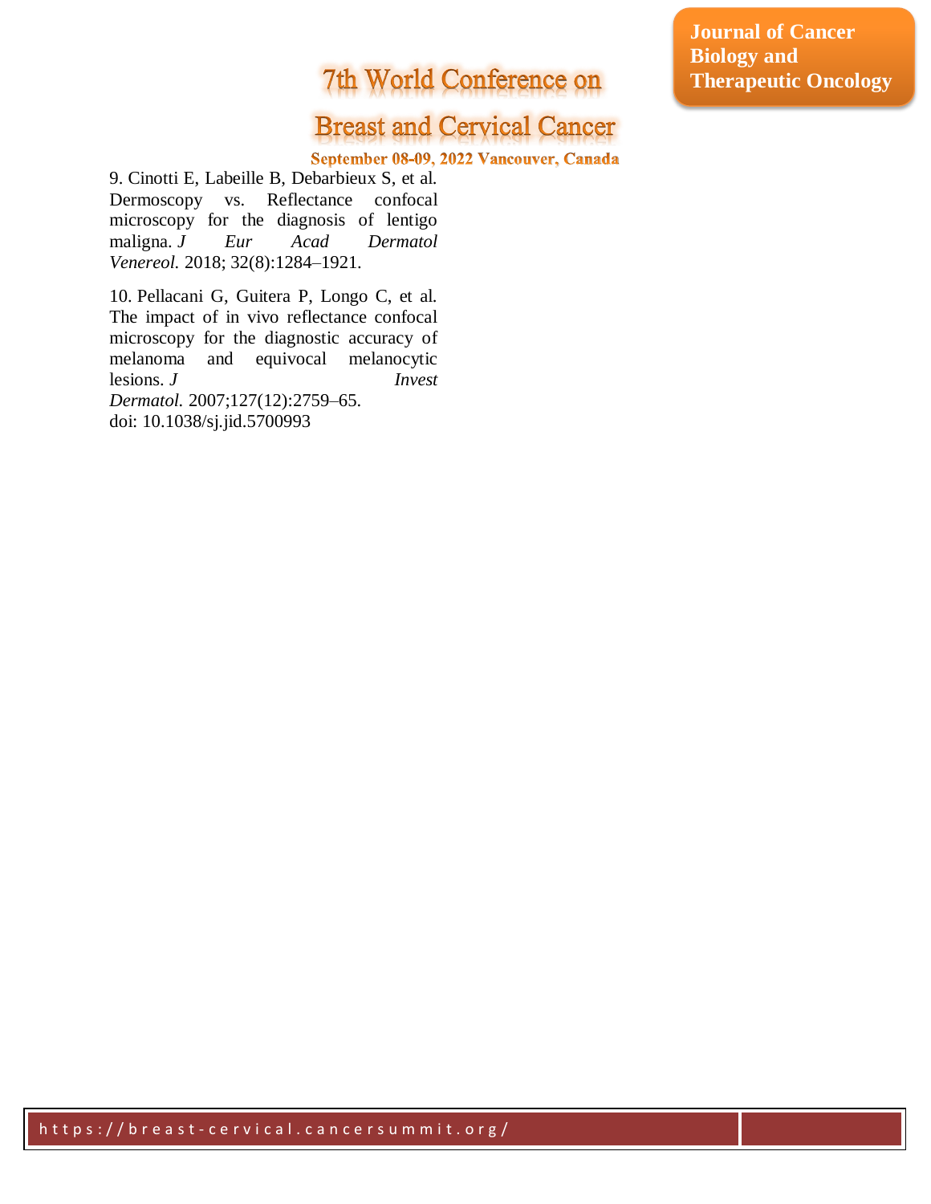9. Cinotti E, Labeille B, Debarbieux S, et al. Dermoscopy vs. Reflectance confocal microscopy for the diagnosis of lentigo maligna. *J Eur Acad Dermatol Venereol.* 2018; 32(8):1284–1921.

10. Pellacani G, Guitera P, Longo C, et al. The impact of in vivo reflectance confocal microscopy for the diagnostic accuracy of melanoma and equivocal melanocytic lesions. *J Invest Dermatol.* 2007;127(12):2759–65. doi: 10.1038/sj.jid.5700993